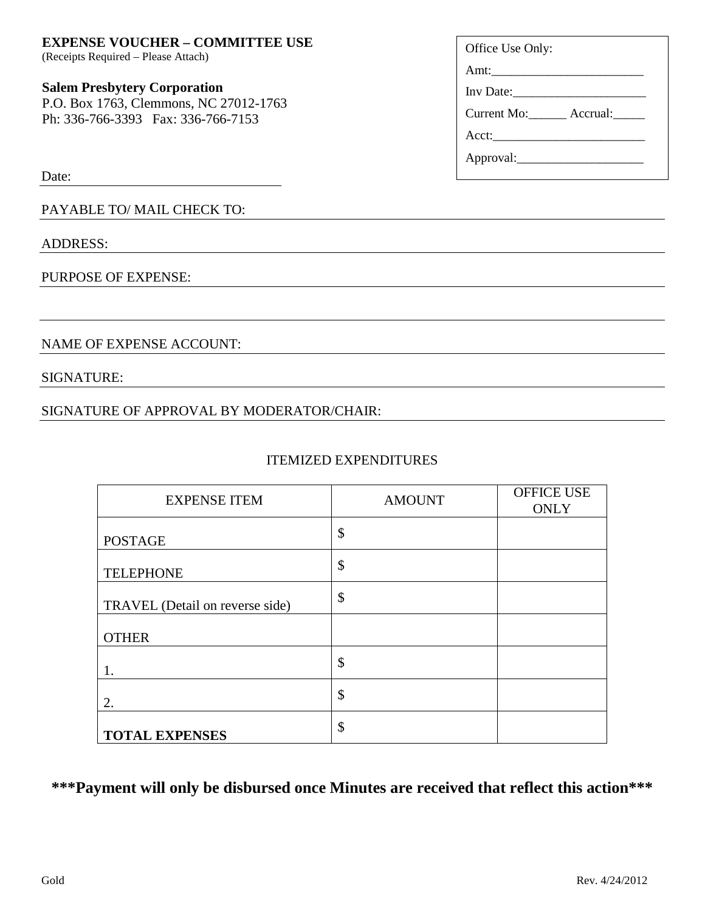**EXPENSE VOUCHER – COMMITTEE USE**
(Receipts Required – Please Attach)

**Salem Presbytery Corporation**
P.O. Box 1763, Clemmons, NC 27012-1763
Ph: 336-766-3393 Fax: 336-766-7153

Office Use Only:
Amt:________________________
Inv Date:_____________________
Current Mo:______ Accrual:_____
Acct:________________________
Approval:____________________

Date: ______________________________

PAYABLE TO/ MAIL CHECK TO: ______________________________

ADDRESS: ______________________________

PURPOSE OF EXPENSE: ______________________________

______________________________

NAME OF EXPENSE ACCOUNT: ______________________________

SIGNATURE: ______________________________

SIGNATURE OF APPROVAL BY MODERATOR/CHAIR: ______________________________

ITEMIZED EXPENDITURES

| EXPENSE ITEM | AMOUNT | OFFICE USE ONLY |
|---|---|---|
| POSTAGE | $ | |
| TELEPHONE | $ | |
| TRAVEL (Detail on reverse side) | $ | |
| OTHER | | |
| 1. | $ | |
| 2. | $ | |
| **TOTAL EXPENSES** | $ | |

**\*\*\*Payment will only be disbursed once Minutes are received that reflect this action\*\*\***

Gold

Rev. 4/24/2012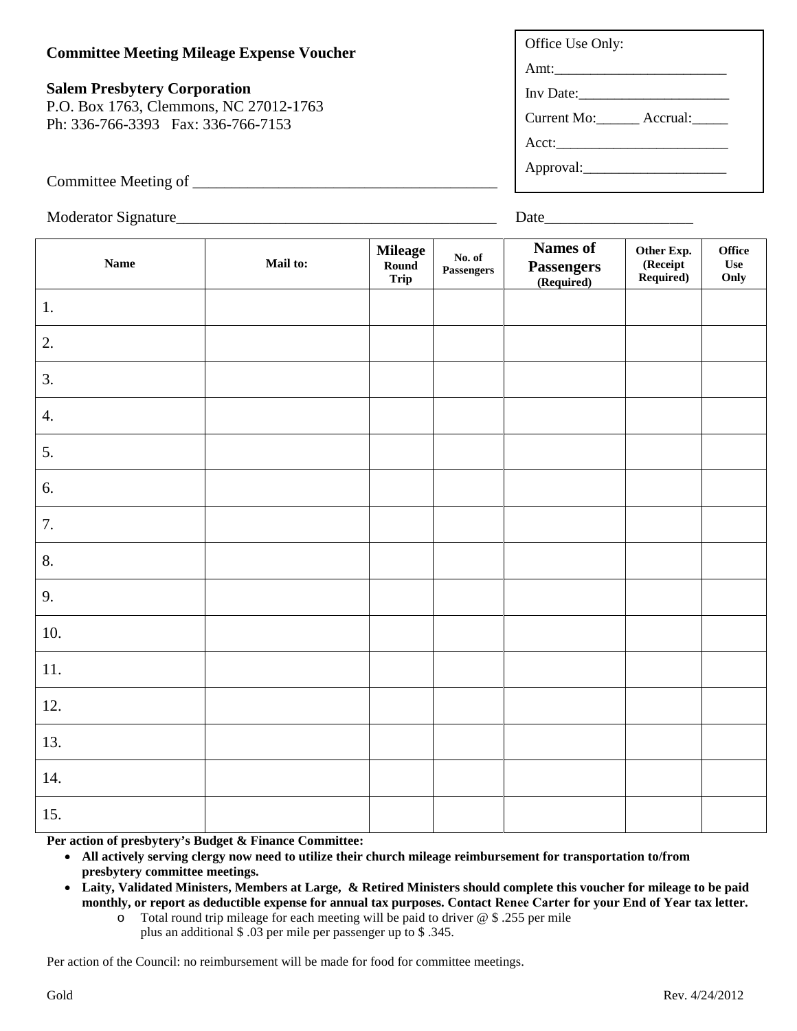**Committee Meeting Mileage Expense Voucher**

**Salem Presbytery Corporation**
P.O. Box 1763, Clemmons, NC 27012-1763
Ph: 336-766-3393 Fax: 336-766-7153

Office Use Only:
Amt:________________________
Inv Date:_____________________
Current Mo:______ Accrual:_____
Acct:________________________
Approval:____________________

Committee Meeting of ______________________________________

Moderator Signature________________________________________ Date___________________

| Name | Mail to: | Mileage Round Trip | No. of Passengers | Names of Passengers (Required) | Other Exp. (Receipt Required) | Office Use Only |
|---|---|---|---|---|---|---|
| 1. | | | | | | |
| 2. | | | | | | |
| 3. | | | | | | |
| 4. | | | | | | |
| 5. | | | | | | |
| 6. | | | | | | |
| 7. | | | | | | |
| 8. | | | | | | |
| 9. | | | | | | |
| 10. | | | | | | |
| 11. | | | | | | |
| 12. | | | | | | |
| 13. | | | | | | |
| 14. | | | | | | |
| 15. | | | | | | |

**Per action of presbytery's Budget & Finance Committee:**

- **All actively serving clergy now need to utilize their church mileage reimbursement for transportation to/from presbytery committee meetings.**
- **Laity, Validated Ministers, Members at Large, & Retired Ministers should complete this voucher for mileage to be paid monthly, or report as deductible expense for annual tax purposes. Contact Renee Carter for your End of Year tax letter.**
  - Total round trip mileage for each meeting will be paid to driver @ $ .255 per mile plus an additional $ .03 per mile per passenger up to $ .345.

Per action of the Council: no reimbursement will be made for food for committee meetings.

Gold Rev. 4/24/2012